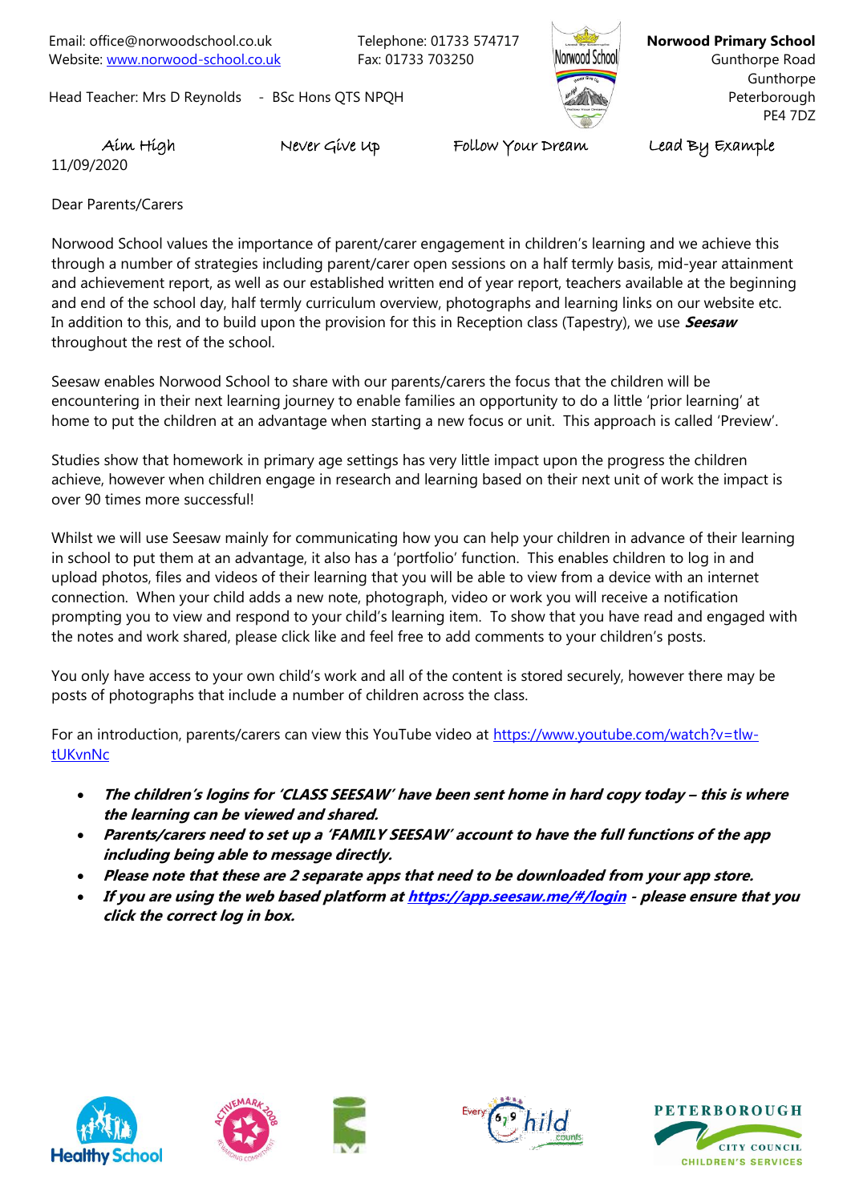Email: office@norwoodschool.co.uk
Website: [www.norwood-school.co.uk](http://www.norwood-school.co.uk)

Telephone: 01733 574717
Fax: 01733 703250

Head Teacher: Mrs D Reynolds - BSc Hons QTS NPQH

**Norwood Primary School**
Gunthorpe Road
Gunthorpe
Peterborough
PE4 7DZ

Aim High    Never Give Up    Follow Your Dream    Lead By Example

11/09/2020

Dear Parents/Carers

Norwood School values the importance of parent/carer engagement in children's learning and we achieve this through a number of strategies including parent/carer open sessions on a half termly basis, mid-year attainment and achievement report, as well as our established written end of year report, teachers available at the beginning and end of the school day, half termly curriculum overview, photographs and learning links on our website etc. In addition to this, and to build upon the provision for this in Reception class (Tapestry), we use ***Seesaw*** throughout the rest of the school.

Seesaw enables Norwood School to share with our parents/carers the focus that the children will be encountering in their next learning journey to enable families an opportunity to do a little 'prior learning' at home to put the children at an advantage when starting a new focus or unit. This approach is called 'Preview'.

Studies show that homework in primary age settings has very little impact upon the progress the children achieve, however when children engage in research and learning based on their next unit of work the impact is over 90 times more successful!

Whilst we will use Seesaw mainly for communicating how you can help your children in advance of their learning in school to put them at an advantage, it also has a 'portfolio' function. This enables children to log in and upload photos, files and videos of their learning that you will be able to view from a device with an internet connection. When your child adds a new note, photograph, video or work you will receive a notification prompting you to view and respond to your child's learning item. To show that you have read and engaged with the notes and work shared, please click like and feel free to add comments to your children's posts.

You only have access to your own child's work and all of the content is stored securely, however there may be posts of photographs that include a number of children across the class.

For an introduction, parents/carers can view this YouTube video at [https://www.youtube.com/watch?v=tlw-tUKvnNc](https://www.youtube.com/watch?v=tlw-tUKvnNc)

- ***The children's logins for 'CLASS SEESAW' have been sent home in hard copy today – this is where the learning can be viewed and shared.***
- ***Parents/carers need to set up a 'FAMILY SEESAW' account to have the full functions of the app including being able to message directly.***
- ***Please note that these are 2 separate apps that need to be downloaded from your app store.***
- ***If you are using the web based platform at [https://app.seesaw.me/#/login](https://app.seesaw.me/#/login) - please ensure that you click the correct log in box.***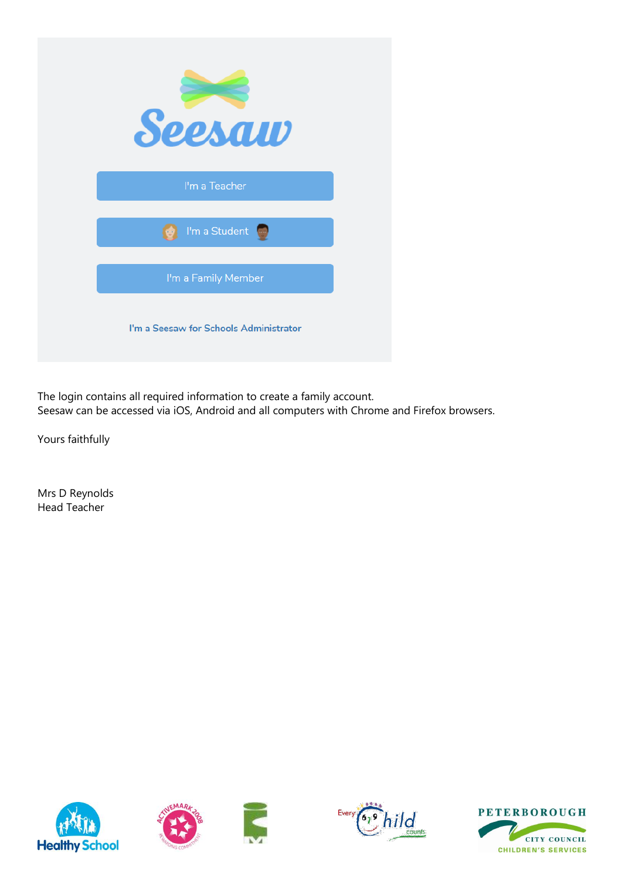The login contains all required information to create a family account.
Seesaw can be accessed via iOS, Android and all computers with Chrome and Firefox browsers.

Yours faithfully

Mrs D Reynolds
Head Teacher